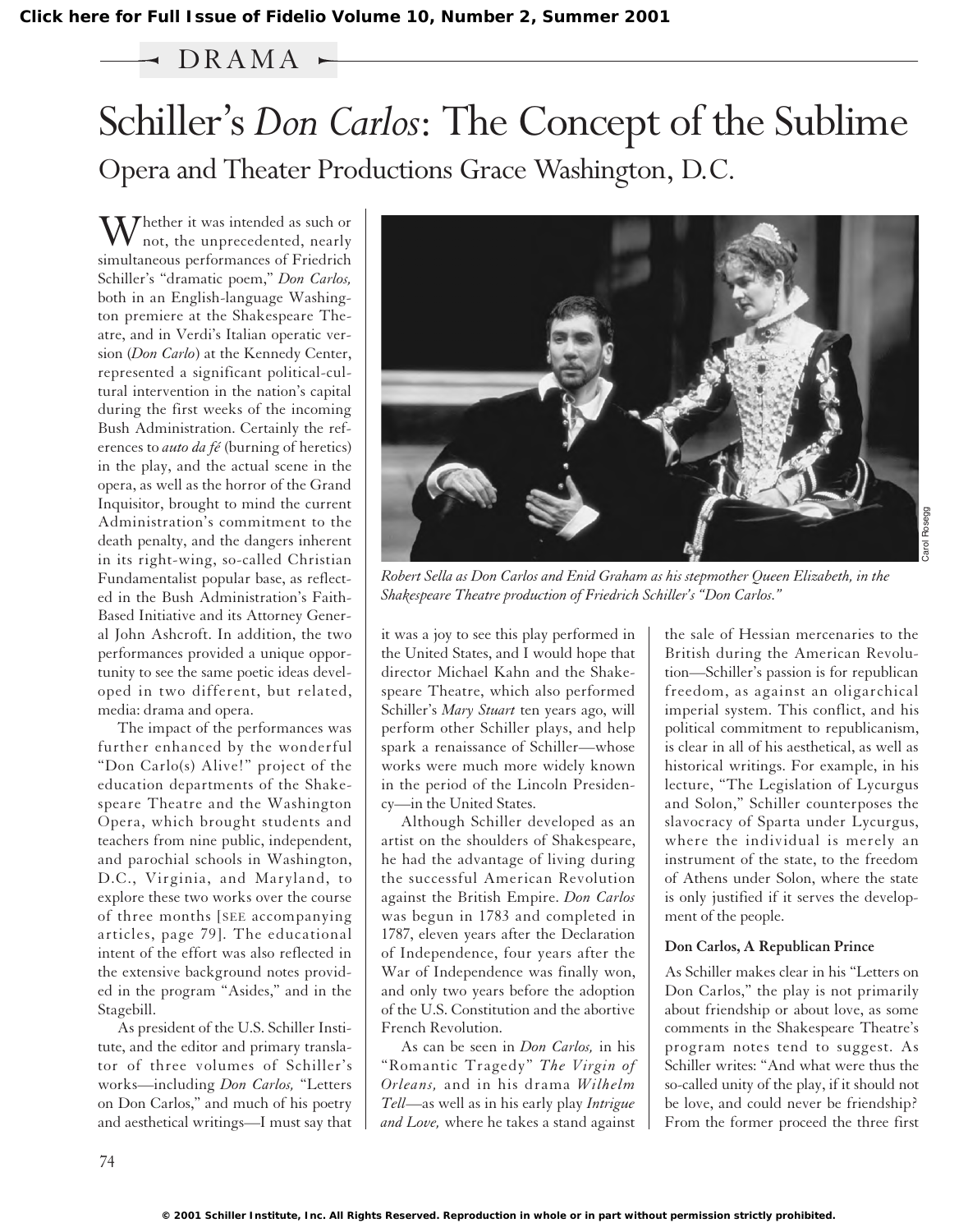Click here for Full Issue of Fidelio Volume 10, Number 2, Summer 2001

DRAMA

# Schiller's *Don Carlos*: The Concept of the Sublime

## Opera and Theater Productions Grace Washington, D.C.

Whether it was intended as such or not, the unprecedented, nearly simultaneous performances of Friedrich Schiller's "dramatic poem," *Don Carlos,* both in an English-language Washington premiere at the Shakespeare Theatre, and in Verdi's Italian operatic version (*Don Carlo*) at the Kennedy Center, represented a significant political-cultural intervention in the nation's capital during the first weeks of the incoming Bush Administration. Certainly the references to *auto da fé* (burning of heretics) in the play, and the actual scene in the opera, as well as the horror of the Grand Inquisitor, brought to mind the current Administration's commitment to the death penalty, and the dangers inherent in its right-wing, so-called Christian Fundamentalist popular base, as reflected in the Bush Administration's Faith-Based Initiative and its Attorney General John Ashcroft. In addition, the two performances provided a unique opportunity to see the same poetic ideas developed in two different, but related, media: drama and opera.

The impact of the performances was further enhanced by the wonderful "Don Carlo(s) Alive!" project of the education departments of the Shakespeare Theatre and the Washington Opera, which brought students and teachers from nine public, independent, and parochial schools in Washington, D.C., Virginia, and Maryland, to explore these two works over the course of three months [SEE accompanying articles, page 79]. The educational intent of the effort was also reflected in the extensive background notes provided in the program "Asides," and in the Stagebill.

As president of the U.S. Schiller Institute, and the editor and primary translator of three volumes of Schiller's works—including *Don Carlos,* "Letters on Don Carlos," and much of his poetry and aesthetical writings—I must say that it was a joy to see this play performed in the United States, and I would hope that director Michael Kahn and the Shakespeare Theatre, which also performed Schiller's *Mary Stuart* ten years ago, will perform other Schiller plays, and help spark a renaissance of Schiller—whose works were much more widely known in the period of the Lincoln Presidency—in the United States.

*Robert Sella as Don Carlos and Enid Graham as his stepmother Queen Elizabeth, in the Shakespeare Theatre production of Friedrich Schiller's "Don Carlos."*

Carol Rosegg

Although Schiller developed as an artist on the shoulders of Shakespeare, he had the advantage of living during the successful American Revolution against the British Empire. *Don Carlos* was begun in 1783 and completed in 1787, eleven years after the Declaration of Independence, four years after the War of Independence was finally won, and only two years before the adoption of the U.S. Constitution and the abortive French Revolution.

As can be seen in *Don Carlos,* in his "Romantic Tragedy" *The Virgin of Orleans,* and in his drama *Wilhelm Tell*—as well as in his early play *Intrigue and Love,* where he takes a stand against the sale of Hessian mercenaries to the British during the American Revolution—Schiller's passion is for republican freedom, as against an oligarchical imperial system. This conflict, and his political commitment to republicanism, is clear in all of his aesthetical, as well as historical writings. For example, in his lecture, "The Legislation of Lycurgus and Solon," Schiller counterposes the slavocracy of Sparta under Lycurgus, where the individual is merely an instrument of the state, to the freedom of Athens under Solon, where the state is only justified if it serves the development of the people.

### Don Carlos, A Republican Prince

As Schiller makes clear in his "Letters on Don Carlos," the play is not primarily about friendship or about love, as some comments in the Shakespeare Theatre's program notes tend to suggest. As Schiller writes: "And what were thus the so-called unity of the play, if it should not be love, and could never be friendship? From the former proceed the three first

© 2001 Schiller Institute, Inc. All Rights Reserved. Reproduction in whole or in part without permission strictly prohibited.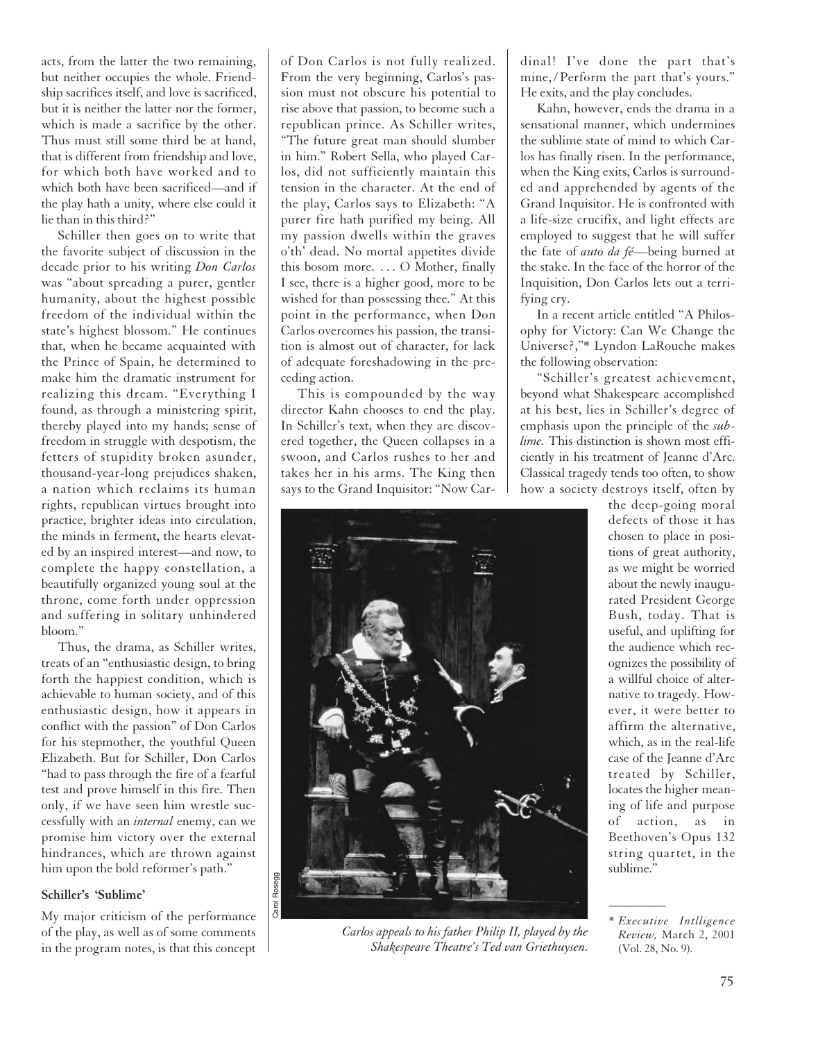acts, from the latter the two remaining, but neither occupies the whole. Friendship sacrifices itself, and love is sacrificed, but it is neither the latter nor the former, which is made a sacrifice by the other. Thus must still some third be at hand, that is different from friendship and love, for which both have worked and to which both have been sacrificed—and if the play hath a unity, where else could it lie than in this third?"

Schiller then goes on to write that the favorite subject of discussion in the decade prior to his writing *Don Carlos* was "about spreading a purer, gentler humanity, about the highest possible freedom of the individual within the state's highest blossom." He continues that, when he became acquainted with the Prince of Spain, he determined to make him the dramatic instrument for realizing this dream. "Everything I found, as through a ministering spirit, thereby played into my hands; sense of freedom in struggle with despotism, the fetters of stupidity broken asunder, thousand-year-long prejudices shaken, a nation which reclaims its human rights, republican virtues brought into practice, brighter ideas into circulation, the minds in ferment, the hearts elevated by an inspired interest—and now, to complete the happy constellation, a beautifully organized young soul at the throne, come forth under oppression and suffering in solitary unhindered bloom."

Thus, the drama, as Schiller writes, treats of an "enthusiastic design, to bring forth the happiest condition, which is achievable to human society, and of this enthusiastic design, how it appears in conflict with the passion" of Don Carlos for his stepmother, the youthful Queen Elizabeth. But for Schiller, Don Carlos "had to pass through the fire of a fearful test and prove himself in this fire. Then only, if we have seen him wrestle successfully with an *internal* enemy, can we promise him victory over the external hindrances, which are thrown against him upon the bold reformer's path."

**Schiller's 'Sublime'**

My major criticism of the performance of the play, as well as of some comments in the program notes, is that this concept of Don Carlos is not fully realized. From the very beginning, Carlos's passion must not obscure his potential to rise above that passion, to become such a republican prince. As Schiller writes, "The future great man should slumber in him." Robert Sella, who played Carlos, did not sufficiently maintain this tension in the character. At the end of the play, Carlos says to Elizabeth: "A purer fire hath purified my being. All my passion dwells within the graves o'th' dead. No mortal appetites divide this bosom more. . . . O Mother, finally I see, there is a higher good, more to be wished for than possessing thee." At this point in the performance, when Don Carlos overcomes his passion, the transition is almost out of character, for lack of adequate foreshadowing in the preceding action.

This is compounded by the way director Kahn chooses to end the play. In Schiller's text, when they are discovered together, the Queen collapses in a swoon, and Carlos rushes to her and takes her in his arms. The King then says to the Grand Inquisitor: "Now Cardinal! I've done the part that's mine,/Perform the part that's yours." He exits, and the play concludes.

Kahn, however, ends the drama in a sensational manner, which undermines the sublime state of mind to which Carlos has finally risen. In the performance, when the King exits, Carlos is surrounded and apprehended by agents of the Grand Inquisitor. He is confronted with a life-size crucifix, and light effects are employed to suggest that he will suffer the fate of *auto da fé*—being burned at the stake. In the face of the horror of the Inquisition, Don Carlos lets out a terrifying cry.

In a recent article entitled "A Philosophy for Victory: Can We Change the Universe?,"* Lyndon LaRouche makes the following observation:

"Schiller's greatest achievement, beyond what Shakespeare accomplished at his best, lies in Schiller's degree of emphasis upon the principle of the *sublime.* This distinction is shown most efficiently in his treatment of Jeanne d'Arc. Classical tragedy tends too often, to show how a society destroys itself, often by the deep-going moral defects of those it has chosen to place in positions of great authority, as we might be worried about the newly inaugurated President George Bush, today. That is useful, and uplifting for the audience which recognizes the possibility of a willful choice of alternative to tragedy. However, it were better to affirm the alternative, which, as in the real-life case of the Jeanne d'Arc treated by Schiller, locates the higher meaning of life and purpose of action, as in Beethoven's Opus 132 string quartet, in the sublime."

Carol Rosegg

*Carlos appeals to his father Philip II, played by the Shakespeare Theatre's Ted van Griethuysen.*

---

\* *Executive Intlligence Review,* March 2, 2001 (Vol. 28, No. 9).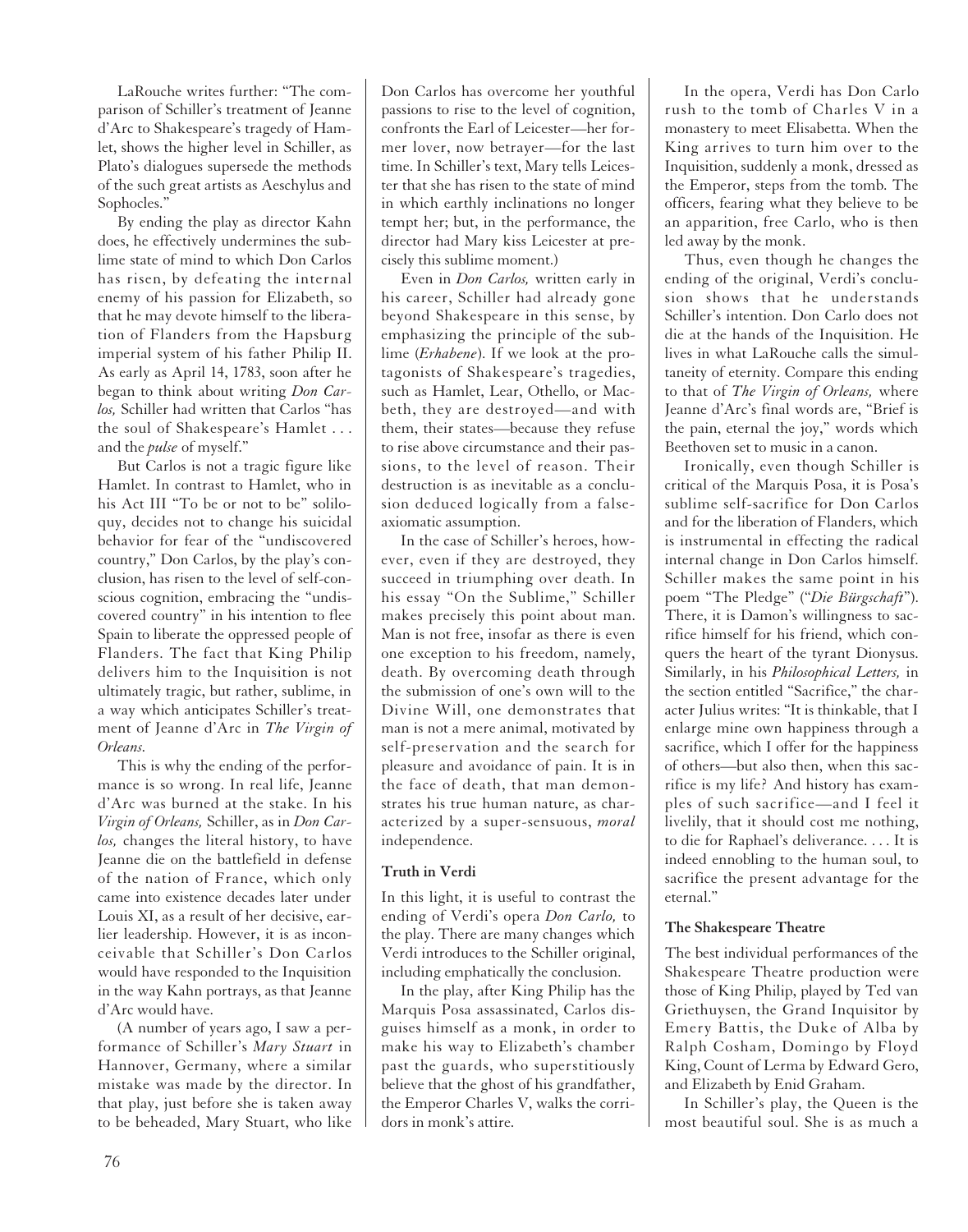LaRouche writes further: "The comparison of Schiller's treatment of Jeanne d'Arc to Shakespeare's tragedy of Hamlet, shows the higher level in Schiller, as Plato's dialogues supersede the methods of the such great artists as Aeschylus and Sophocles."

By ending the play as director Kahn does, he effectively undermines the sublime state of mind to which Don Carlos has risen, by defeating the internal enemy of his passion for Elizabeth, so that he may devote himself to the liberation of Flanders from the Hapsburg imperial system of his father Philip II. As early as April 14, 1783, soon after he began to think about writing *Don Carlos,* Schiller had written that Carlos "has the soul of Shakespeare's Hamlet . . . and the *pulse* of myself."

But Carlos is not a tragic figure like Hamlet. In contrast to Hamlet, who in his Act III "To be or not to be" soliloquy, decides not to change his suicidal behavior for fear of the "undiscovered country," Don Carlos, by the play's conclusion, has risen to the level of self-conscious cognition, embracing the "undiscovered country" in his intention to flee Spain to liberate the oppressed people of Flanders. The fact that King Philip delivers him to the Inquisition is not ultimately tragic, but rather, sublime, in a way which anticipates Schiller's treatment of Jeanne d'Arc in *The Virgin of Orleans.*

This is why the ending of the performance is so wrong. In real life, Jeanne d'Arc was burned at the stake. In his *Virgin of Orleans,* Schiller, as in *Don Carlos,* changes the literal history, to have Jeanne die on the battlefield in defense of the nation of France, which only came into existence decades later under Louis XI, as a result of her decisive, earlier leadership. However, it is as inconceivable that Schiller's Don Carlos would have responded to the Inquisition in the way Kahn portrays, as that Jeanne d'Arc would have.

(A number of years ago, I saw a performance of Schiller's *Mary Stuart* in Hannover, Germany, where a similar mistake was made by the director. In that play, just before she is taken away to be beheaded, Mary Stuart, who like Don Carlos has overcome her youthful passions to rise to the level of cognition, confronts the Earl of Leicester—her former lover, now betrayer—for the last time. In Schiller's text, Mary tells Leicester that she has risen to the state of mind in which earthly inclinations no longer tempt her; but, in the performance, the director had Mary kiss Leicester at precisely this sublime moment.)

Even in *Don Carlos,* written early in his career, Schiller had already gone beyond Shakespeare in this sense, by emphasizing the principle of the sublime (*Erhabene*). If we look at the protagonists of Shakespeare's tragedies, such as Hamlet, Lear, Othello, or Macbeth, they are destroyed—and with them, their states—because they refuse to rise above circumstance and their passions, to the level of reason. Their destruction is as inevitable as a conclusion deduced logically from a false-axiomatic assumption.

In the case of Schiller's heroes, however, even if they are destroyed, they succeed in triumphing over death. In his essay "On the Sublime," Schiller makes precisely this point about man. Man is not free, insofar as there is even one exception to his freedom, namely, death. By overcoming death through the submission of one's own will to the Divine Will, one demonstrates that man is not a mere animal, motivated by self-preservation and the search for pleasure and avoidance of pain. It is in the face of death, that man demonstrates his true human nature, as characterized by a super-sensuous, *moral* independence.

### Truth in Verdi

In this light, it is useful to contrast the ending of Verdi's opera *Don Carlo,* to the play. There are many changes which Verdi introduces to the Schiller original, including emphatically the conclusion.

In the play, after King Philip has the Marquis Posa assassinated, Carlos disguises himself as a monk, in order to make his way to Elizabeth's chamber past the guards, who superstitiously believe that the ghost of his grandfather, the Emperor Charles V, walks the corridors in monk's attire.

In the opera, Verdi has Don Carlo rush to the tomb of Charles V in a monastery to meet Elisabetta. When the King arrives to turn him over to the Inquisition, suddenly a monk, dressed as the Emperor, steps from the tomb. The officers, fearing what they believe to be an apparition, free Carlo, who is then led away by the monk.

Thus, even though he changes the ending of the original, Verdi's conclusion shows that he understands Schiller's intention. Don Carlo does not die at the hands of the Inquisition. He lives in what LaRouche calls the simultaneity of eternity. Compare this ending to that of *The Virgin of Orleans,* where Jeanne d'Arc's final words are, "Brief is the pain, eternal the joy," words which Beethoven set to music in a canon.

Ironically, even though Schiller is critical of the Marquis Posa, it is Posa's sublime self-sacrifice for Don Carlos and for the liberation of Flanders, which is instrumental in effecting the radical internal change in Don Carlos himself. Schiller makes the same point in his poem "The Pledge" ("*Die Bürgschaft*"). There, it is Damon's willingness to sacrifice himself for his friend, which conquers the heart of the tyrant Dionysus. Similarly, in his *Philosophical Letters,* in the section entitled "Sacrifice," the character Julius writes: "It is thinkable, that I enlarge mine own happiness through a sacrifice, which I offer for the happiness of others—but also then, when this sacrifice is my life? And history has examples of such sacrifice—and I feel it livelily, that it should cost me nothing, to die for Raphael's deliverance. . . . It is indeed ennobling to the human soul, to sacrifice the present advantage for the eternal."

### The Shakespeare Theatre

The best individual performances of the Shakespeare Theatre production were those of King Philip, played by Ted van Griethuysen, the Grand Inquisitor by Emery Battis, the Duke of Alba by Ralph Cosham, Domingo by Floyd King, Count of Lerma by Edward Gero, and Elizabeth by Enid Graham.

In Schiller's play, the Queen is the most beautiful soul. She is as much a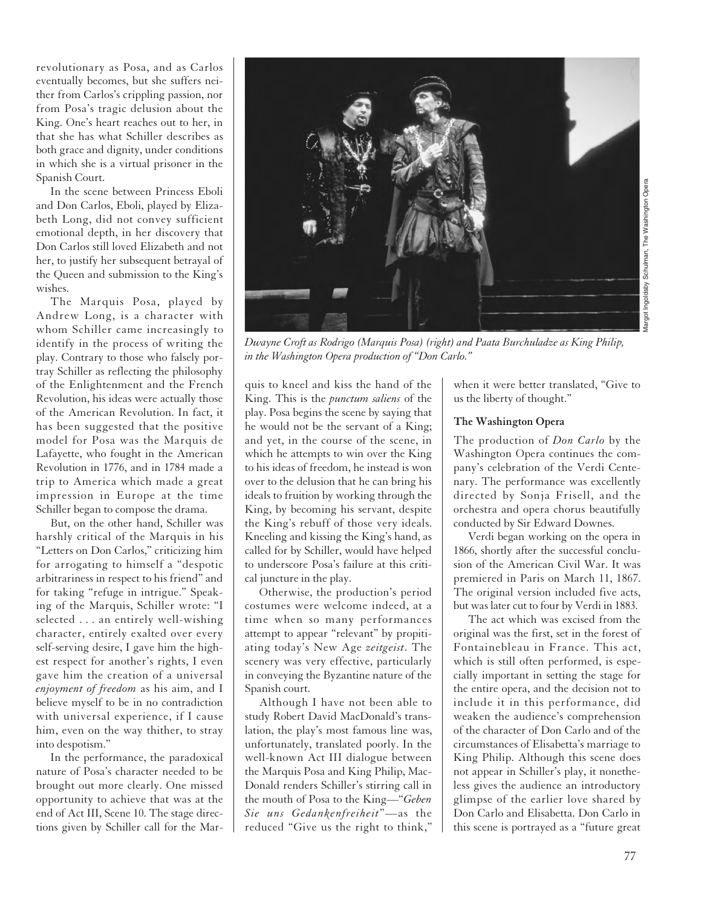revolutionary as Posa, and as Carlos eventually becomes, but she suffers neither from Carlos's crippling passion, nor from Posa's tragic delusion about the King. One's heart reaches out to her, in that she has what Schiller describes as both grace and dignity, under conditions in which she is a virtual prisoner in the Spanish Court.

In the scene between Princess Eboli and Don Carlos, Eboli, played by Elizabeth Long, did not convey sufficient emotional depth, in her discovery that Don Carlos still loved Elizabeth and not her, to justify her subsequent betrayal of the Queen and submission to the King's wishes.

The Marquis Posa, played by Andrew Long, is a character with whom Schiller came increasingly to identify in the process of writing the play. Contrary to those who falsely portray Schiller as reflecting the philosophy of the Enlightenment and the French Revolution, his ideas were actually those of the American Revolution. In fact, it has been suggested that the positive model for Posa was the Marquis de Lafayette, who fought in the American Revolution in 1776, and in 1784 made a trip to America which made a great impression in Europe at the time Schiller began to compose the drama.

But, on the other hand, Schiller was harshly critical of the Marquis in his "Letters on Don Carlos," criticizing him for arrogating to himself a "despotic arbitrariness in respect to his friend" and for taking "refuge in intrigue." Speaking of the Marquis, Schiller wrote: "I selected . . . an entirely well-wishing character, entirely exalted over every self-serving desire, I gave him the highest respect for another's rights, I even gave him the creation of a universal *enjoyment of freedom* as his aim, and I believe myself to be in no contradiction with universal experience, if I cause him, even on the way thither, to stray into despotism."

In the performance, the paradoxical nature of Posa's character needed to be brought out more clearly. One missed opportunity to achieve that was at the end of Act III, Scene 10. The stage directions given by Schiller call for the Marquis to kneel and kiss the hand of the King. This is the *punctum saliens* of the play. Posa begins the scene by saying that he would not be the servant of a King; and yet, in the course of the scene, in which he attempts to win over the King to his ideas of freedom, he instead is won over to the delusion that he can bring his ideals to fruition by working through the King, by becoming his servant, despite the King's rebuff of those very ideals. Kneeling and kissing the King's hand, as called for by Schiller, would have helped to underscore Posa's failure at this critical juncture in the play.

*Dwayne Croft as Rodrigo (Marquis Posa) (right) and Paata Burchuladze as King Philip, in the Washington Opera production of "Don Carlo."*

Margot Ingoldsby Schulman, The Washington Opera

Otherwise, the production's period costumes were welcome indeed, at a time when so many performances attempt to appear "relevant" by propitiating today's New Age *zeitgeist*. The scenery was very effective, particularly in conveying the Byzantine nature of the Spanish court.

Although I have not been able to study Robert David MacDonald's translation, the play's most famous line was, unfortunately, translated poorly. In the well-known Act III dialogue between the Marquis Posa and King Philip, MacDonald renders Schiller's stirring call in the mouth of Posa to the King—"*Geben Sie uns Gedankenfreiheit*"—as the reduced "Give us the right to think," when it were better translated, "Give to us the liberty of thought."

### The Washington Opera

The production of *Don Carlo* by the Washington Opera continues the company's celebration of the Verdi Centenary. The performance was excellently directed by Sonja Frisell, and the orchestra and opera chorus beautifully conducted by Sir Edward Downes.

Verdi began working on the opera in 1866, shortly after the successful conclusion of the American Civil War. It was premiered in Paris on March 11, 1867. The original version included five acts, but was later cut to four by Verdi in 1883.

The act which was excised from the original was the first, set in the forest of Fontainebleau in France. This act, which is still often performed, is especially important in setting the stage for the entire opera, and the decision not to include it in this performance, did weaken the audience's comprehension of the character of Don Carlo and of the circumstances of Elisabetta's marriage to King Philip. Although this scene does not appear in Schiller's play, it nonetheless gives the audience an introductory glimpse of the earlier love shared by Don Carlo and Elisabetta. Don Carlo in this scene is portrayed as a "future great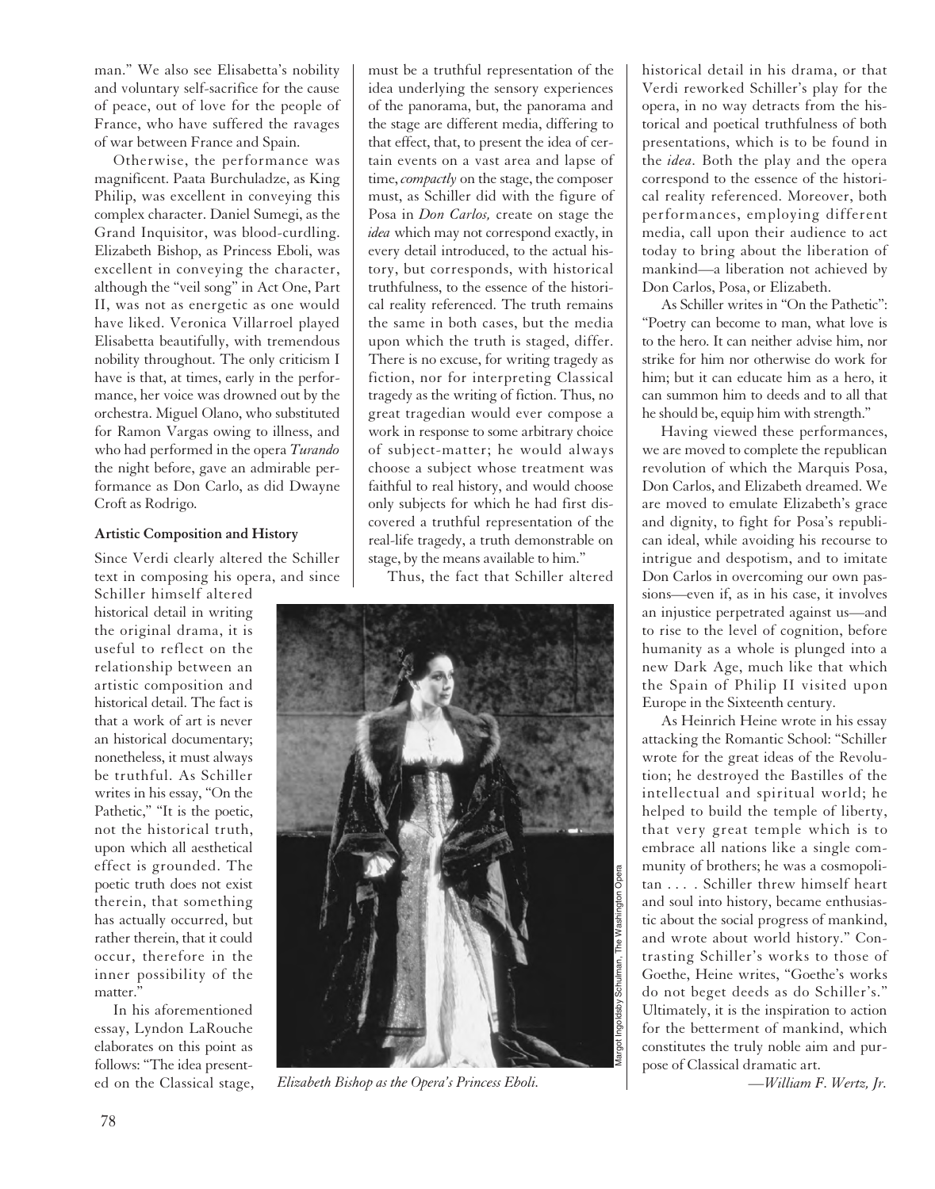man." We also see Elisabetta's nobility and voluntary self-sacrifice for the cause of peace, out of love for the people of France, who have suffered the ravages of war between France and Spain.

Otherwise, the performance was magnificent. Paata Burchuladze, as King Philip, was excellent in conveying this complex character. Daniel Sumegi, as the Grand Inquisitor, was blood-curdling. Elizabeth Bishop, as Princess Eboli, was excellent in conveying the character, although the "veil song" in Act One, Part II, was not as energetic as one would have liked. Veronica Villarroel played Elisabetta beautifully, with tremendous nobility throughout. The only criticism I have is that, at times, early in the performance, her voice was drowned out by the orchestra. Miguel Olano, who substituted for Ramon Vargas owing to illness, and who had performed in the opera *Turando* the night before, gave an admirable performance as Don Carlo, as did Dwayne Croft as Rodrigo.

**Artistic Composition and History**

Since Verdi clearly altered the Schiller text in composing his opera, and since Schiller himself altered historical detail in writing the original drama, it is useful to reflect on the relationship between an artistic composition and historical detail. The fact is that a work of art is never an historical documentary; nonetheless, it must always be truthful. As Schiller writes in his essay, "On the Pathetic," "It is the poetic, not the historical truth, upon which all aesthetical effect is grounded. The poetic truth does not exist therein, that something has actually occurred, but rather therein, that it could occur, therefore in the inner possibility of the matter."

In his aforementioned essay, Lyndon LaRouche elaborates on this point as follows: "The idea presented on the Classical stage, must be a truthful representation of the idea underlying the sensory experiences of the panorama, but, the panorama and the stage are different media, differing to that effect, that, to present the idea of certain events on a vast area and lapse of time, *compactly* on the stage, the composer must, as Schiller did with the figure of Posa in *Don Carlos,* create on stage the *idea* which may not correspond exactly, in every detail introduced, to the actual history, but corresponds, with historical truthfulness, to the essence of the historical reality referenced. The truth remains the same in both cases, but the media upon which the truth is staged, differ. There is no excuse, for writing tragedy as fiction, nor for interpreting Classical tragedy as the writing of fiction. Thus, no great tragedian would ever compose a work in response to some arbitrary choice of subject-matter; he would always choose a subject whose treatment was faithful to real history, and would choose only subjects for which he had first discovered a truthful representation of the real-life tragedy, a truth demonstrable on stage, by the means available to him."

Thus, the fact that Schiller altered historical detail in his drama, or that Verdi reworked Schiller's play for the opera, in no way detracts from the historical and poetical truthfulness of both presentations, which is to be found in the *idea.* Both the play and the opera correspond to the essence of the historical reality referenced. Moreover, both performances, employing different media, call upon their audience to act today to bring about the liberation of mankind—a liberation not achieved by Don Carlos, Posa, or Elizabeth.

*Elizabeth Bishop as the Opera's Princess Eboli.*

Margot Ingoldsby Schulman, The Washington Opera

As Schiller writes in "On the Pathetic": "Poetry can become to man, what love is to the hero. It can neither advise him, nor strike for him nor otherwise do work for him; but it can educate him as a hero, it can summon him to deeds and to all that he should be, equip him with strength."

Having viewed these performances, we are moved to complete the republican revolution of which the Marquis Posa, Don Carlos, and Elizabeth dreamed. We are moved to emulate Elizabeth's grace and dignity, to fight for Posa's republican ideal, while avoiding his recourse to intrigue and despotism, and to imitate Don Carlos in overcoming our own passions—even if, as in his case, it involves an injustice perpetrated against us—and to rise to the level of cognition, before humanity as a whole is plunged into a new Dark Age, much like that which the Spain of Philip II visited upon Europe in the Sixteenth century.

As Heinrich Heine wrote in his essay attacking the Romantic School: "Schiller wrote for the great ideas of the Revolution; he destroyed the Bastilles of the intellectual and spiritual world; he helped to build the temple of liberty, that very great temple which is to embrace all nations like a single community of brothers; he was a cosmopolitan . . . . Schiller threw himself heart and soul into history, became enthusiastic about the social progress of mankind, and wrote about world history." Contrasting Schiller's works to those of Goethe, Heine writes, "Goethe's works do not beget deeds as do Schiller's." Ultimately, it is the inspiration to action for the betterment of mankind, which constitutes the truly noble aim and purpose of Classical dramatic art.

*—William F. Wertz, Jr.*